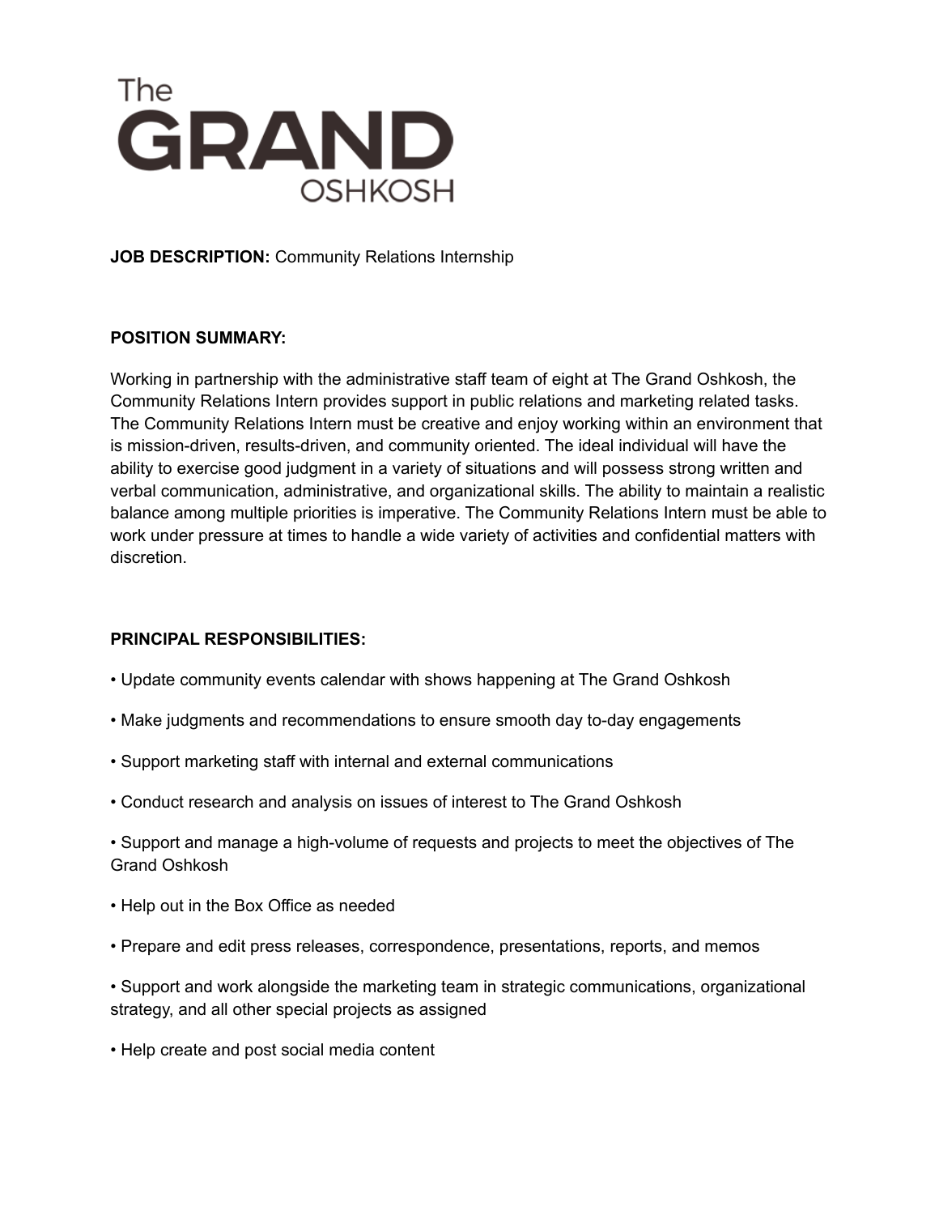The GRAND OSHKOSH

**JOB DESCRIPTION:** Community Relations Internship

**POSITION SUMMARY:**

Working in partnership with the administrative staff team of eight at The Grand Oshkosh, the Community Relations Intern provides support in public relations and marketing related tasks. The Community Relations Intern must be creative and enjoy working within an environment that is mission-driven, results-driven, and community oriented. The ideal individual will have the ability to exercise good judgment in a variety of situations and will possess strong written and verbal communication, administrative, and organizational skills. The ability to maintain a realistic balance among multiple priorities is imperative. The Community Relations Intern must be able to work under pressure at times to handle a wide variety of activities and confidential matters with discretion.

**PRINCIPAL RESPONSIBILITIES:**

- Update community events calendar with shows happening at The Grand Oshkosh
- Make judgments and recommendations to ensure smooth day to-day engagements
- Support marketing staff with internal and external communications
- Conduct research and analysis on issues of interest to The Grand Oshkosh
- Support and manage a high-volume of requests and projects to meet the objectives of The Grand Oshkosh
- Help out in the Box Office as needed
- Prepare and edit press releases, correspondence, presentations, reports, and memos
- Support and work alongside the marketing team in strategic communications, organizational strategy, and all other special projects as assigned
- Help create and post social media content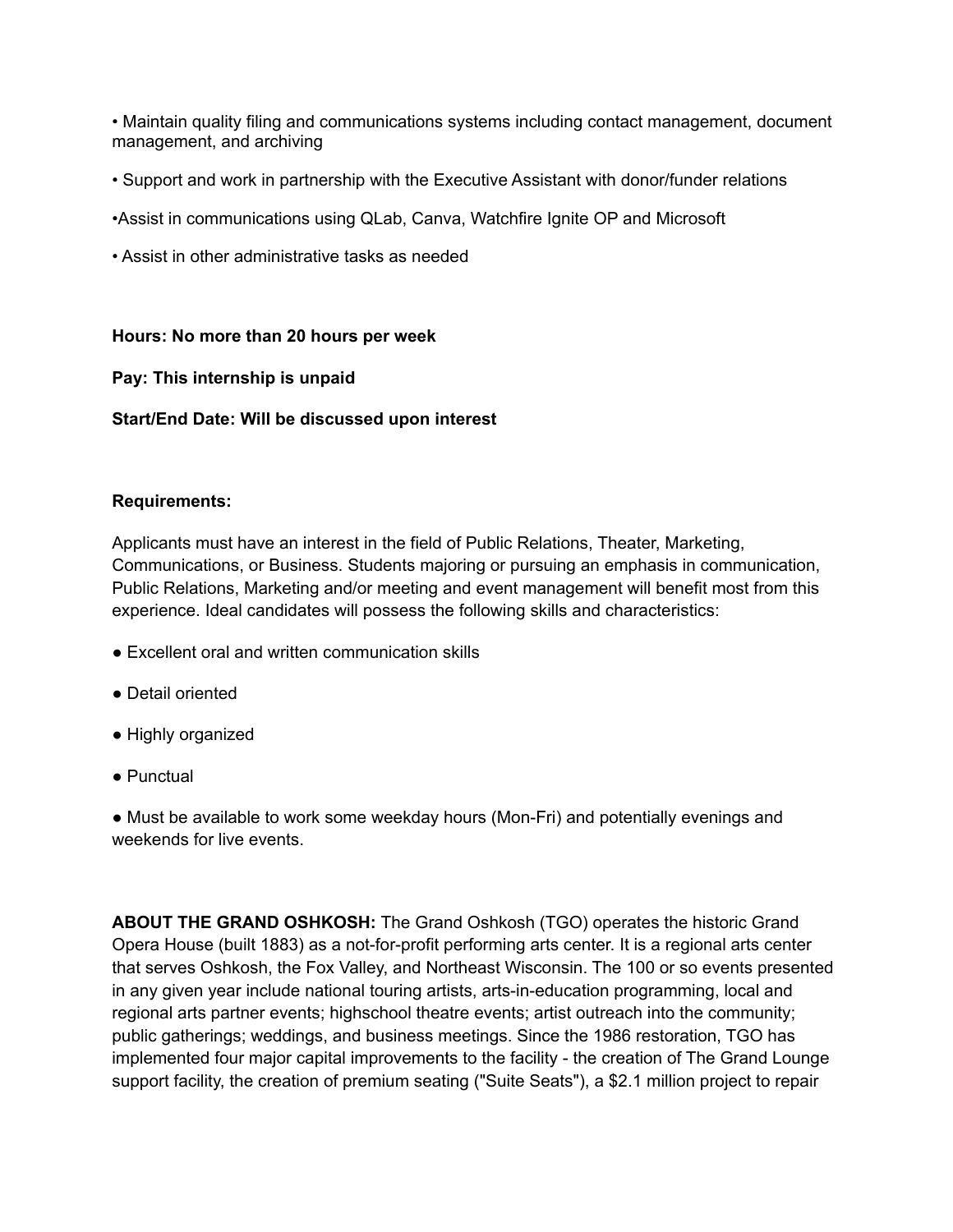- Maintain quality filing and communications systems including contact management, document management, and archiving
- Support and work in partnership with the Executive Assistant with donor/funder relations
- Assist in communications using QLab, Canva, Watchfire Ignite OP and Microsoft
- Assist in other administrative tasks as needed

**Hours: No more than 20 hours per week**

**Pay: This internship is unpaid**

**Start/End Date: Will be discussed upon interest**

**Requirements:**

Applicants must have an interest in the field of Public Relations, Theater, Marketing, Communications, or Business. Students majoring or pursuing an emphasis in communication, Public Relations, Marketing and/or meeting and event management will benefit most from this experience. Ideal candidates will possess the following skills and characteristics:

- Excellent oral and written communication skills
- Detail oriented
- Highly organized
- Punctual
- Must be available to work some weekday hours (Mon-Fri) and potentially evenings and weekends for live events.

**ABOUT THE GRAND OSHKOSH:** The Grand Oshkosh (TGO) operates the historic Grand Opera House (built 1883) as a not-for-profit performing arts center. It is a regional arts center that serves Oshkosh, the Fox Valley, and Northeast Wisconsin. The 100 or so events presented in any given year include national touring artists, arts-in-education programming, local and regional arts partner events; highschool theatre events; artist outreach into the community; public gatherings; weddings, and business meetings. Since the 1986 restoration, TGO has implemented four major capital improvements to the facility - the creation of The Grand Lounge support facility, the creation of premium seating ("Suite Seats"), a $2.1 million project to repair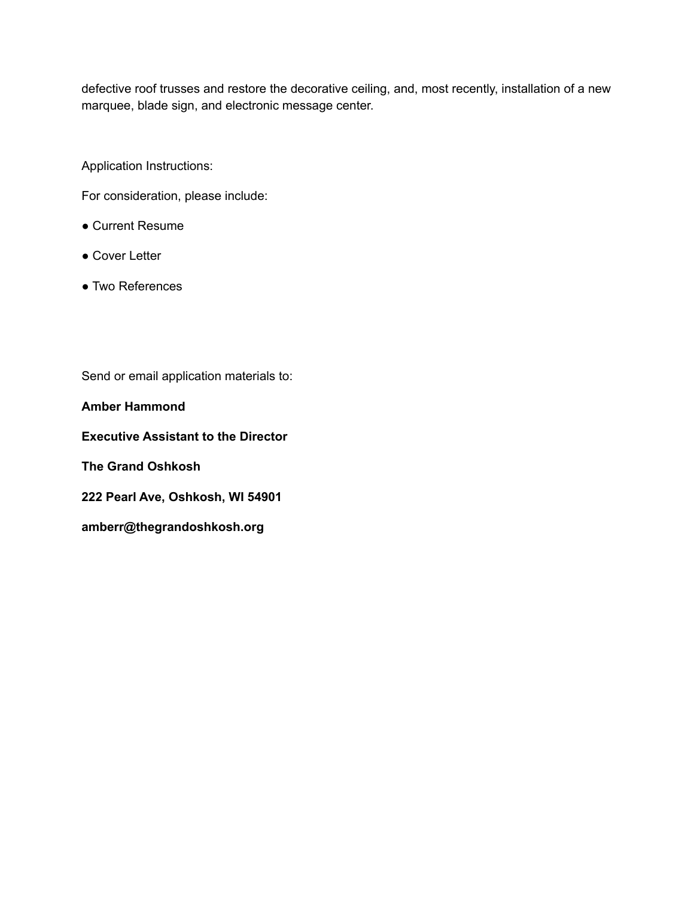defective roof trusses and restore the decorative ceiling, and, most recently, installation of a new marquee, blade sign, and electronic message center.

Application Instructions:

For consideration, please include:

- Current Resume
- Cover Letter
- Two References

Send or email application materials to:

**Amber Hammond**

**Executive Assistant to the Director**

**The Grand Oshkosh**

**222 Pearl Ave, Oshkosh, WI 54901**

**amberr@thegrandoshkosh.org**